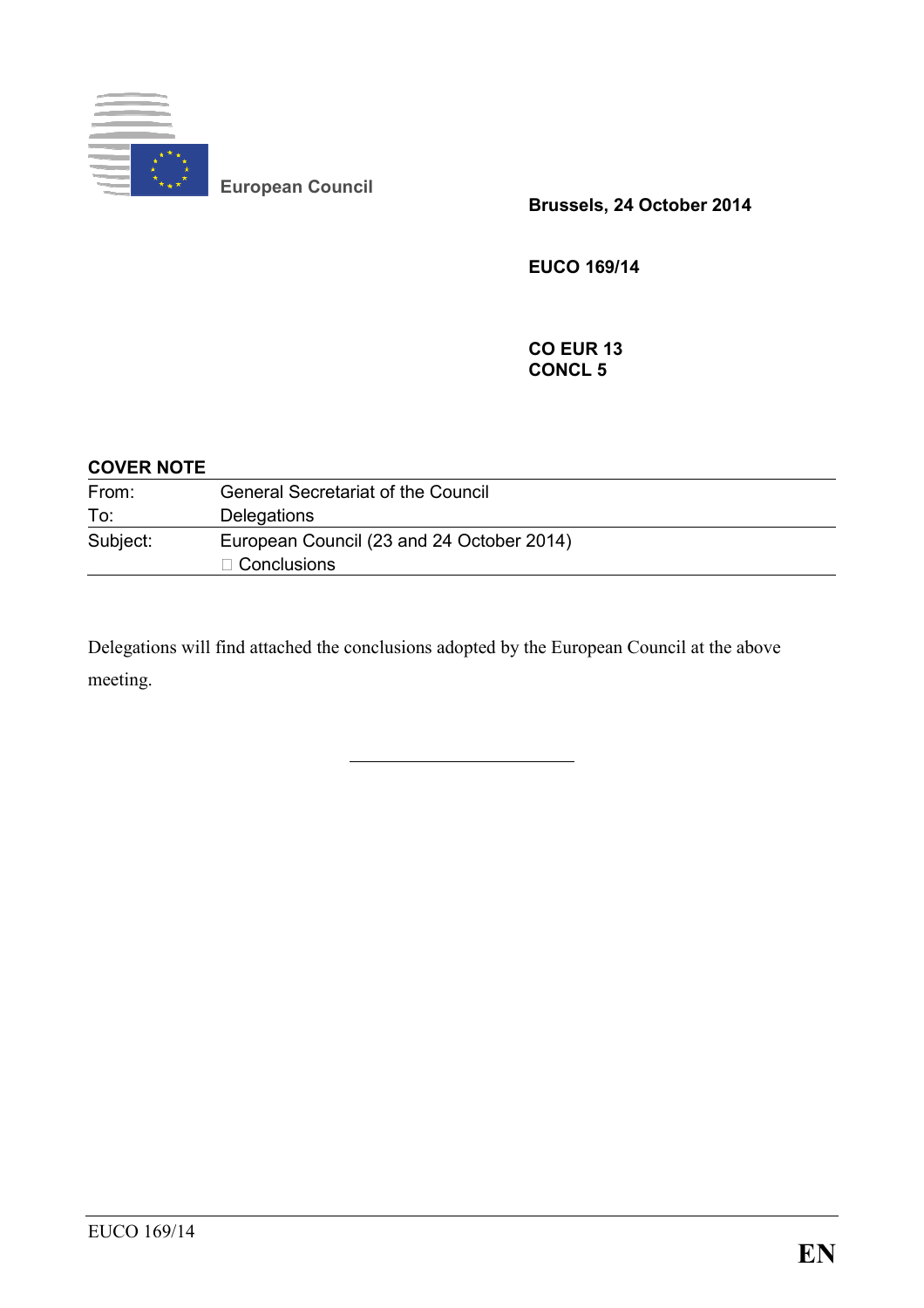European Council

**Brussels, 24 October 2014**

**EUCO 169/14**

**CO EUR 13**
**CONCL 5**

**COVER NOTE**

| | |
|---|---|
| From: | General Secretariat of the Council |
| To: | Delegations |
| Subject: | European Council (23 and 24 October 2014)<br>– Conclusions |

Delegations will find attached the conclusions adopted by the European Council at the above meeting.

---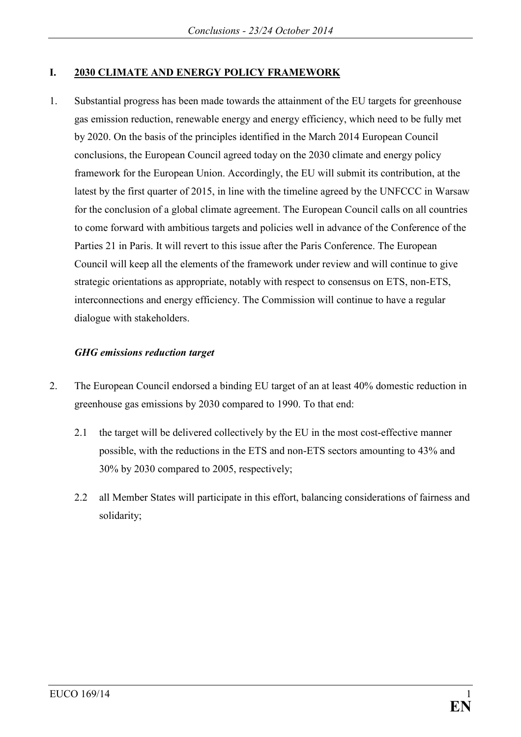## I. 2030 CLIMATE AND ENERGY POLICY FRAMEWORK

1. Substantial progress has been made towards the attainment of the EU targets for greenhouse gas emission reduction, renewable energy and energy efficiency, which need to be fully met by 2020. On the basis of the principles identified in the March 2014 European Council conclusions, the European Council agreed today on the 2030 climate and energy policy framework for the European Union. Accordingly, the EU will submit its contribution, at the latest by the first quarter of 2015, in line with the timeline agreed by the UNFCCC in Warsaw for the conclusion of a global climate agreement. The European Council calls on all countries to come forward with ambitious targets and policies well in advance of the Conference of the Parties 21 in Paris. It will revert to this issue after the Paris Conference. The European Council will keep all the elements of the framework under review and will continue to give strategic orientations as appropriate, notably with respect to consensus on ETS, non-ETS, interconnections and energy efficiency. The Commission will continue to have a regular dialogue with stakeholders.

### *GHG emissions reduction target*

2. The European Council endorsed a binding EU target of an at least 40% domestic reduction in greenhouse gas emissions by 2030 compared to 1990. To that end:

   2.1 the target will be delivered collectively by the EU in the most cost-effective manner possible, with the reductions in the ETS and non-ETS sectors amounting to 43% and 30% by 2030 compared to 2005, respectively;

   2.2 all Member States will participate in this effort, balancing considerations of fairness and solidarity;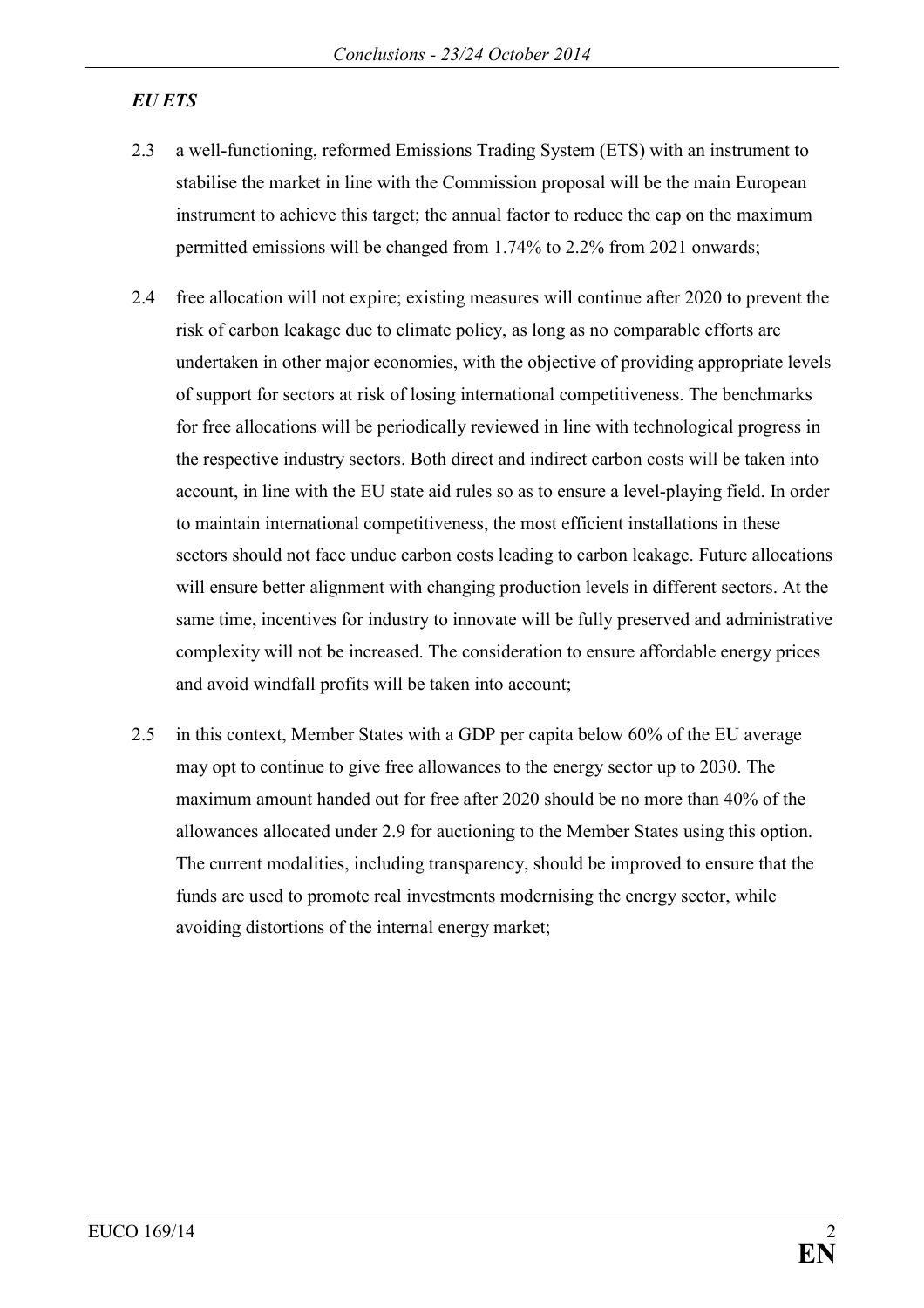### *EU ETS*

2.3 a well-functioning, reformed Emissions Trading System (ETS) with an instrument to stabilise the market in line with the Commission proposal will be the main European instrument to achieve this target; the annual factor to reduce the cap on the maximum permitted emissions will be changed from 1.74% to 2.2% from 2021 onwards;

2.4 free allocation will not expire; existing measures will continue after 2020 to prevent the risk of carbon leakage due to climate policy, as long as no comparable efforts are undertaken in other major economies, with the objective of providing appropriate levels of support for sectors at risk of losing international competitiveness. The benchmarks for free allocations will be periodically reviewed in line with technological progress in the respective industry sectors. Both direct and indirect carbon costs will be taken into account, in line with the EU state aid rules so as to ensure a level-playing field. In order to maintain international competitiveness, the most efficient installations in these sectors should not face undue carbon costs leading to carbon leakage. Future allocations will ensure better alignment with changing production levels in different sectors. At the same time, incentives for industry to innovate will be fully preserved and administrative complexity will not be increased. The consideration to ensure affordable energy prices and avoid windfall profits will be taken into account;

2.5 in this context, Member States with a GDP per capita below 60% of the EU average may opt to continue to give free allowances to the energy sector up to 2030. The maximum amount handed out for free after 2020 should be no more than 40% of the allowances allocated under 2.9 for auctioning to the Member States using this option. The current modalities, including transparency, should be improved to ensure that the funds are used to promote real investments modernising the energy sector, while avoiding distortions of the internal energy market;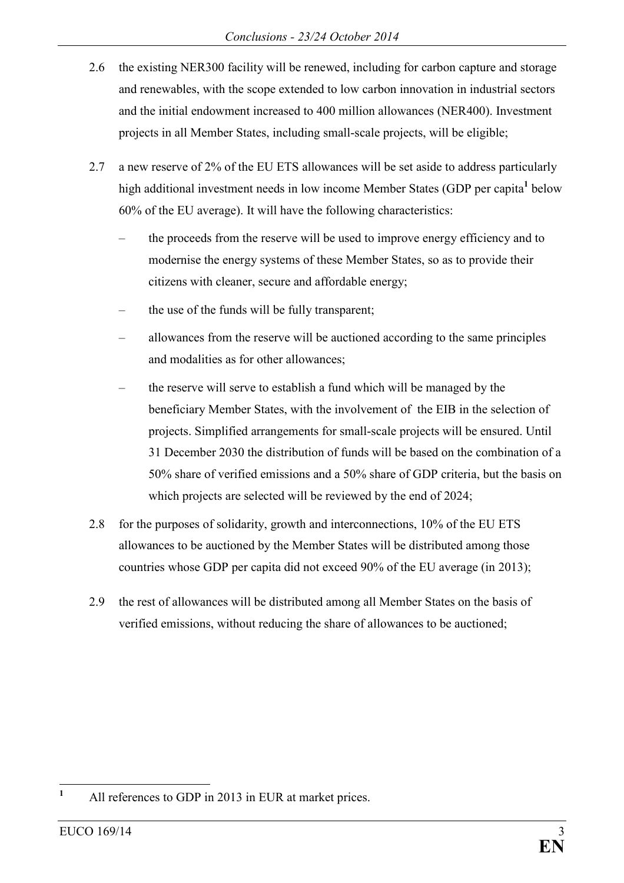2.6 the existing NER300 facility will be renewed, including for carbon capture and storage and renewables, with the scope extended to low carbon innovation in industrial sectors and the initial endowment increased to 400 million allowances (NER400). Investment projects in all Member States, including small-scale projects, will be eligible;

2.7 a new reserve of 2% of the EU ETS allowances will be set aside to address particularly high additional investment needs in low income Member States (GDP per capita[1] below 60% of the EU average). It will have the following characteristics:

- the proceeds from the reserve will be used to improve energy efficiency and to modernise the energy systems of these Member States, so as to provide their citizens with cleaner, secure and affordable energy;
- the use of the funds will be fully transparent;
- allowances from the reserve will be auctioned according to the same principles and modalities as for other allowances;
- the reserve will serve to establish a fund which will be managed by the beneficiary Member States, with the involvement of the EIB in the selection of projects. Simplified arrangements for small-scale projects will be ensured. Until 31 December 2030 the distribution of funds will be based on the combination of a 50% share of verified emissions and a 50% share of GDP criteria, but the basis on which projects are selected will be reviewed by the end of 2024;

2.8 for the purposes of solidarity, growth and interconnections, 10% of the EU ETS allowances to be auctioned by the Member States will be distributed among those countries whose GDP per capita did not exceed 90% of the EU average (in 2013);

2.9 the rest of allowances will be distributed among all Member States on the basis of verified emissions, without reducing the share of allowances to be auctioned;

[1] All references to GDP in 2013 in EUR at market prices.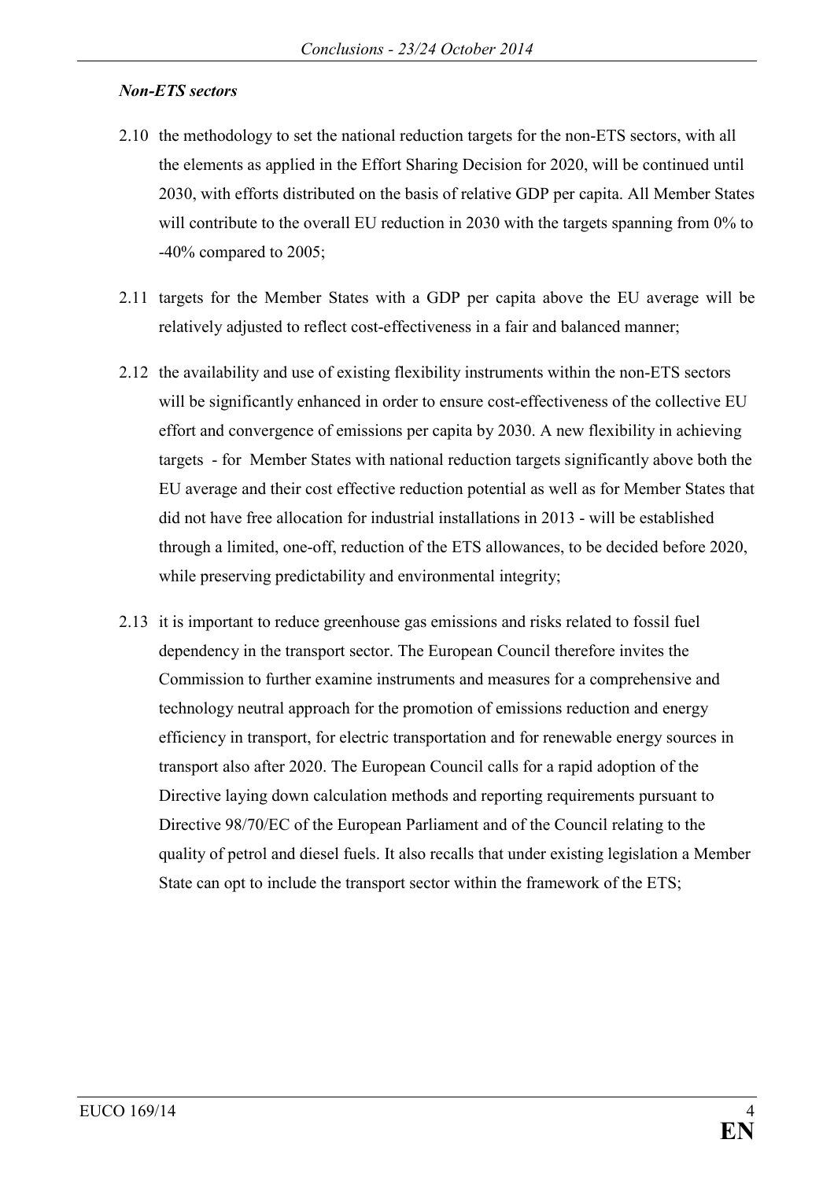***Non-ETS sectors***

2.10 the methodology to set the national reduction targets for the non-ETS sectors, with all the elements as applied in the Effort Sharing Decision for 2020, will be continued until 2030, with efforts distributed on the basis of relative GDP per capita. All Member States will contribute to the overall EU reduction in 2030 with the targets spanning from 0% to -40% compared to 2005;

2.11 targets for the Member States with a GDP per capita above the EU average will be relatively adjusted to reflect cost-effectiveness in a fair and balanced manner;

2.12 the availability and use of existing flexibility instruments within the non-ETS sectors will be significantly enhanced in order to ensure cost-effectiveness of the collective EU effort and convergence of emissions per capita by 2030. A new flexibility in achieving targets - for Member States with national reduction targets significantly above both the EU average and their cost effective reduction potential as well as for Member States that did not have free allocation for industrial installations in 2013 - will be established through a limited, one-off, reduction of the ETS allowances, to be decided before 2020, while preserving predictability and environmental integrity;

2.13 it is important to reduce greenhouse gas emissions and risks related to fossil fuel dependency in the transport sector. The European Council therefore invites the Commission to further examine instruments and measures for a comprehensive and technology neutral approach for the promotion of emissions reduction and energy efficiency in transport, for electric transportation and for renewable energy sources in transport also after 2020. The European Council calls for a rapid adoption of the Directive laying down calculation methods and reporting requirements pursuant to Directive 98/70/EC of the European Parliament and of the Council relating to the quality of petrol and diesel fuels. It also recalls that under existing legislation a Member State can opt to include the transport sector within the framework of the ETS;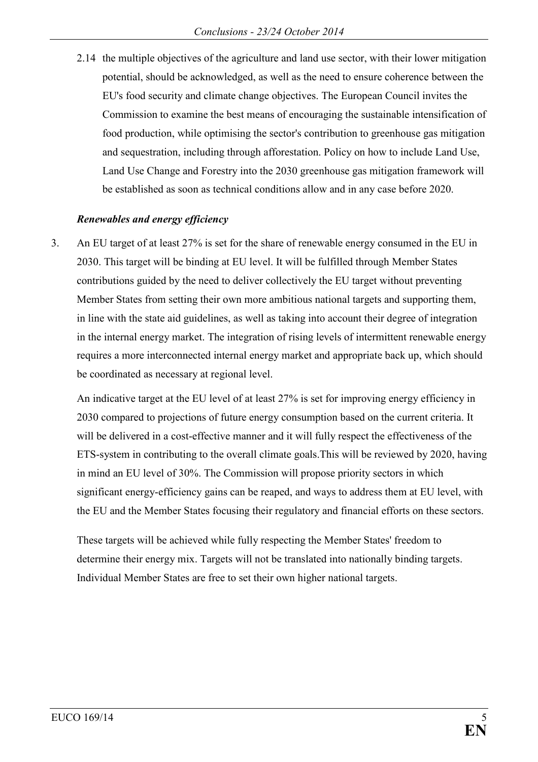2.14 the multiple objectives of the agriculture and land use sector, with their lower mitigation potential, should be acknowledged, as well as the need to ensure coherence between the EU's food security and climate change objectives. The European Council invites the Commission to examine the best means of encouraging the sustainable intensification of food production, while optimising the sector's contribution to greenhouse gas mitigation and sequestration, including through afforestation. Policy on how to include Land Use, Land Use Change and Forestry into the 2030 greenhouse gas mitigation framework will be established as soon as technical conditions allow and in any case before 2020.

***Renewables and energy efficiency***

3. An EU target of at least 27% is set for the share of renewable energy consumed in the EU in 2030. This target will be binding at EU level. It will be fulfilled through Member States contributions guided by the need to deliver collectively the EU target without preventing Member States from setting their own more ambitious national targets and supporting them, in line with the state aid guidelines, as well as taking into account their degree of integration in the internal energy market. The integration of rising levels of intermittent renewable energy requires a more interconnected internal energy market and appropriate back up, which should be coordinated as necessary at regional level.

   An indicative target at the EU level of at least 27% is set for improving energy efficiency in 2030 compared to projections of future energy consumption based on the current criteria. It will be delivered in a cost-effective manner and it will fully respect the effectiveness of the ETS-system in contributing to the overall climate goals.This will be reviewed by 2020, having in mind an EU level of 30%. The Commission will propose priority sectors in which significant energy-efficiency gains can be reaped, and ways to address them at EU level, with the EU and the Member States focusing their regulatory and financial efforts on these sectors.

   These targets will be achieved while fully respecting the Member States' freedom to determine their energy mix. Targets will not be translated into nationally binding targets. Individual Member States are free to set their own higher national targets.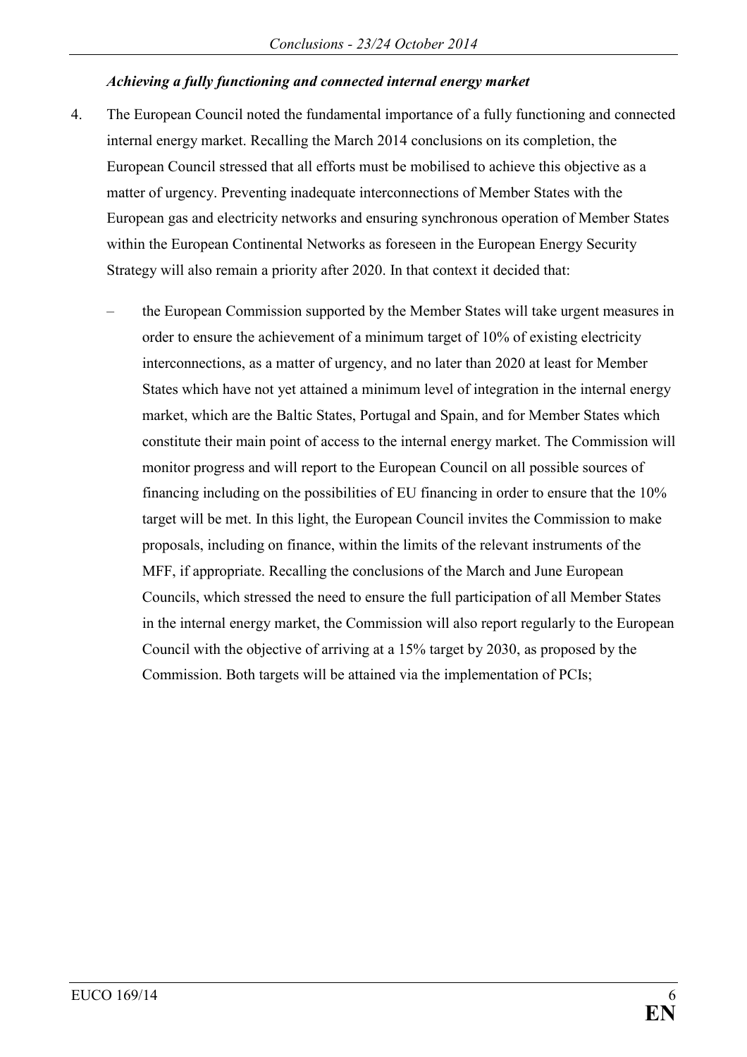***Achieving a fully functioning and connected internal energy market***

4. The European Council noted the fundamental importance of a fully functioning and connected internal energy market. Recalling the March 2014 conclusions on its completion, the European Council stressed that all efforts must be mobilised to achieve this objective as a matter of urgency. Preventing inadequate interconnections of Member States with the European gas and electricity networks and ensuring synchronous operation of Member States within the European Continental Networks as foreseen in the European Energy Security Strategy will also remain a priority after 2020. In that context it decided that:

   – the European Commission supported by the Member States will take urgent measures in order to ensure the achievement of a minimum target of 10% of existing electricity interconnections, as a matter of urgency, and no later than 2020 at least for Member States which have not yet attained a minimum level of integration in the internal energy market, which are the Baltic States, Portugal and Spain, and for Member States which constitute their main point of access to the internal energy market. The Commission will monitor progress and will report to the European Council on all possible sources of financing including on the possibilities of EU financing in order to ensure that the 10% target will be met. In this light, the European Council invites the Commission to make proposals, including on finance, within the limits of the relevant instruments of the MFF, if appropriate. Recalling the conclusions of the March and June European Councils, which stressed the need to ensure the full participation of all Member States in the internal energy market, the Commission will also report regularly to the European Council with the objective of arriving at a 15% target by 2030, as proposed by the Commission. Both targets will be attained via the implementation of PCIs;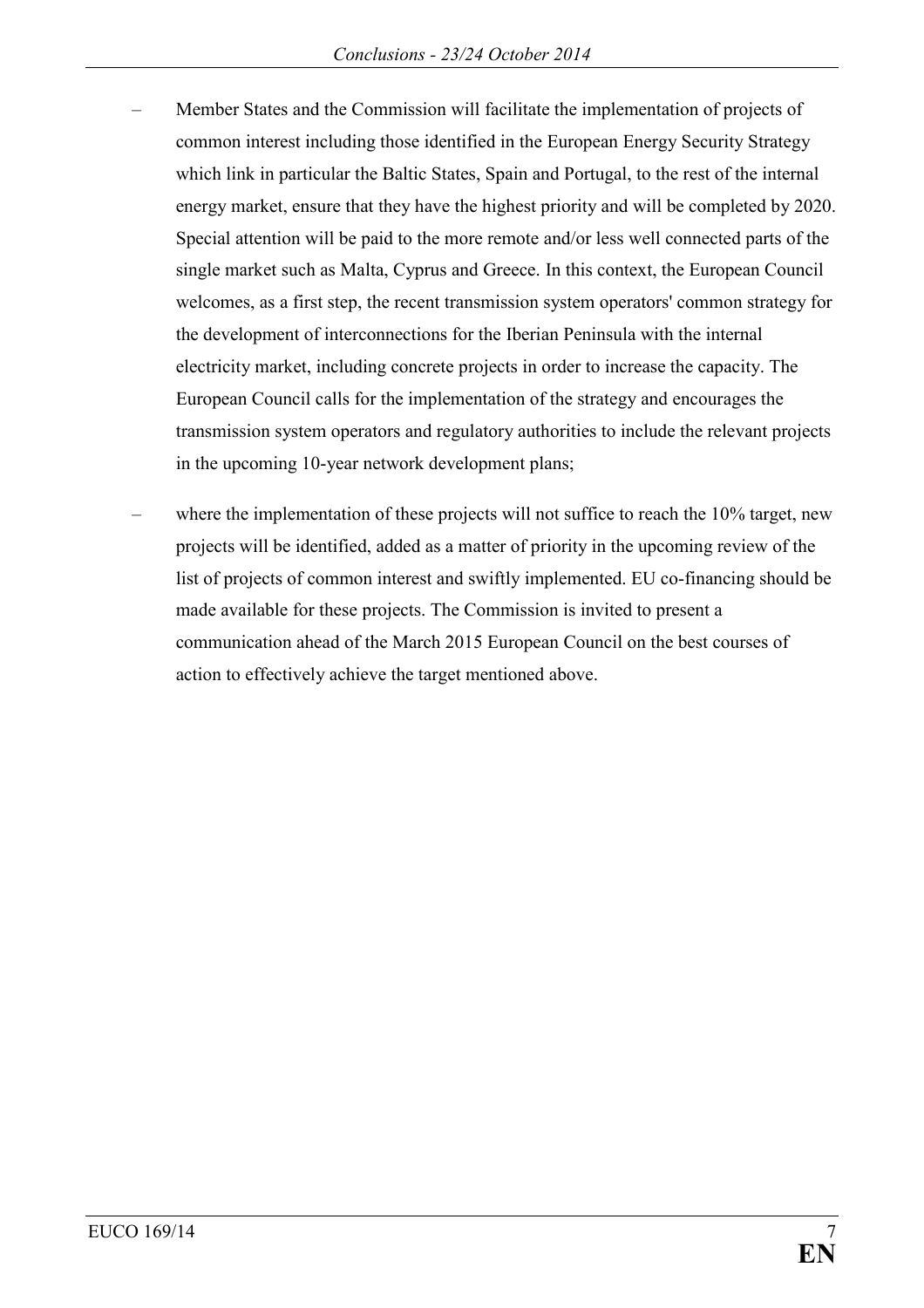- Member States and the Commission will facilitate the implementation of projects of common interest including those identified in the European Energy Security Strategy which link in particular the Baltic States, Spain and Portugal, to the rest of the internal energy market, ensure that they have the highest priority and will be completed by 2020. Special attention will be paid to the more remote and/or less well connected parts of the single market such as Malta, Cyprus and Greece. In this context, the European Council welcomes, as a first step, the recent transmission system operators' common strategy for the development of interconnections for the Iberian Peninsula with the internal electricity market, including concrete projects in order to increase the capacity. The European Council calls for the implementation of the strategy and encourages the transmission system operators and regulatory authorities to include the relevant projects in the upcoming 10-year network development plans;
- where the implementation of these projects will not suffice to reach the 10% target, new projects will be identified, added as a matter of priority in the upcoming review of the list of projects of common interest and swiftly implemented. EU co-financing should be made available for these projects. The Commission is invited to present a communication ahead of the March 2015 European Council on the best courses of action to effectively achieve the target mentioned above.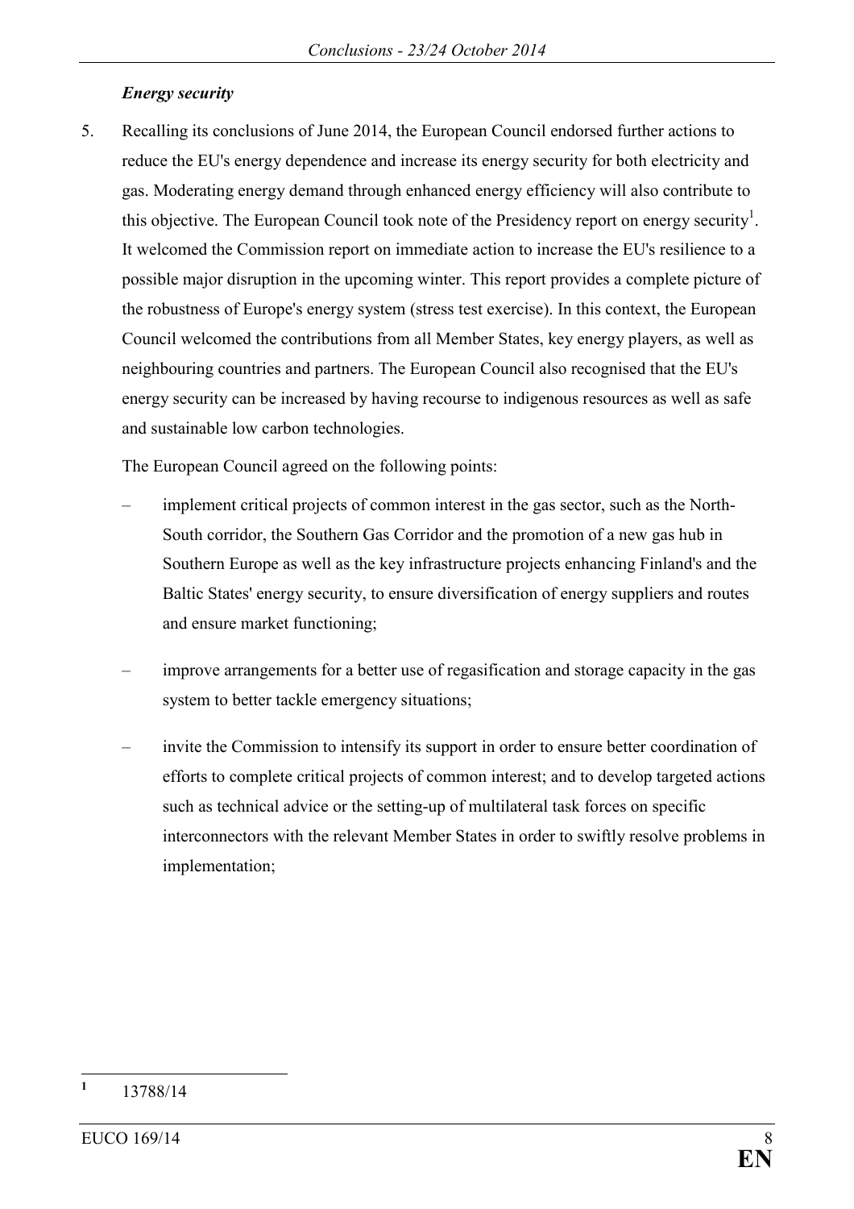### *Energy security*

5. Recalling its conclusions of June 2014, the European Council endorsed further actions to reduce the EU's energy dependence and increase its energy security for both electricity and gas. Moderating energy demand through enhanced energy efficiency will also contribute to this objective. The European Council took note of the Presidency report on energy security[1]. It welcomed the Commission report on immediate action to increase the EU's resilience to a possible major disruption in the upcoming winter. This report provides a complete picture of the robustness of Europe's energy system (stress test exercise). In this context, the European Council welcomed the contributions from all Member States, key energy players, as well as neighbouring countries and partners. The European Council also recognised that the EU's energy security can be increased by having recourse to indigenous resources as well as safe and sustainable low carbon technologies.

   The European Council agreed on the following points:

   – implement critical projects of common interest in the gas sector, such as the North-South corridor, the Southern Gas Corridor and the promotion of a new gas hub in Southern Europe as well as the key infrastructure projects enhancing Finland's and the Baltic States' energy security, to ensure diversification of energy suppliers and routes and ensure market functioning;

   – improve arrangements for a better use of regasification and storage capacity in the gas system to better tackle emergency situations;

   – invite the Commission to intensify its support in order to ensure better coordination of efforts to complete critical projects of common interest; and to develop targeted actions such as technical advice or the setting-up of multilateral task forces on specific interconnectors with the relevant Member States in order to swiftly resolve problems in implementation;

---

[1] 13788/14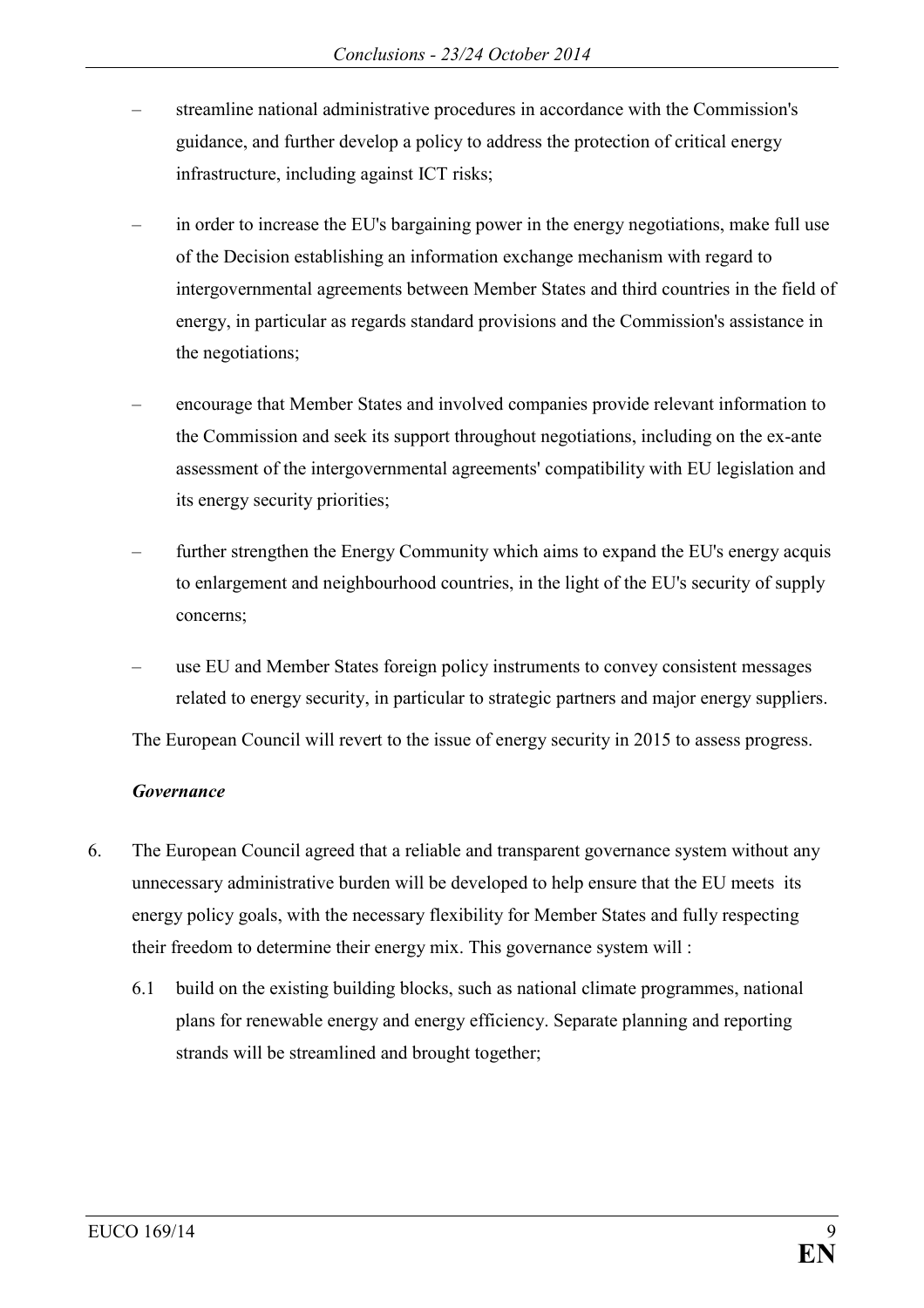- streamline national administrative procedures in accordance with the Commission's guidance, and further develop a policy to address the protection of critical energy infrastructure, including against ICT risks;
- in order to increase the EU's bargaining power in the energy negotiations, make full use of the Decision establishing an information exchange mechanism with regard to intergovernmental agreements between Member States and third countries in the field of energy, in particular as regards standard provisions and the Commission's assistance in the negotiations;
- encourage that Member States and involved companies provide relevant information to the Commission and seek its support throughout negotiations, including on the ex-ante assessment of the intergovernmental agreements' compatibility with EU legislation and its energy security priorities;
- further strengthen the Energy Community which aims to expand the EU's energy acquis to enlargement and neighbourhood countries, in the light of the EU's security of supply concerns;
- use EU and Member States foreign policy instruments to convey consistent messages related to energy security, in particular to strategic partners and major energy suppliers.

The European Council will revert to the issue of energy security in 2015 to assess progress.

***Governance***

6. The European Council agreed that a reliable and transparent governance system without any unnecessary administrative burden will be developed to help ensure that the EU meets its energy policy goals, with the necessary flexibility for Member States and fully respecting their freedom to determine their energy mix. This governance system will :

   6.1 build on the existing building blocks, such as national climate programmes, national plans for renewable energy and energy efficiency. Separate planning and reporting strands will be streamlined and brought together;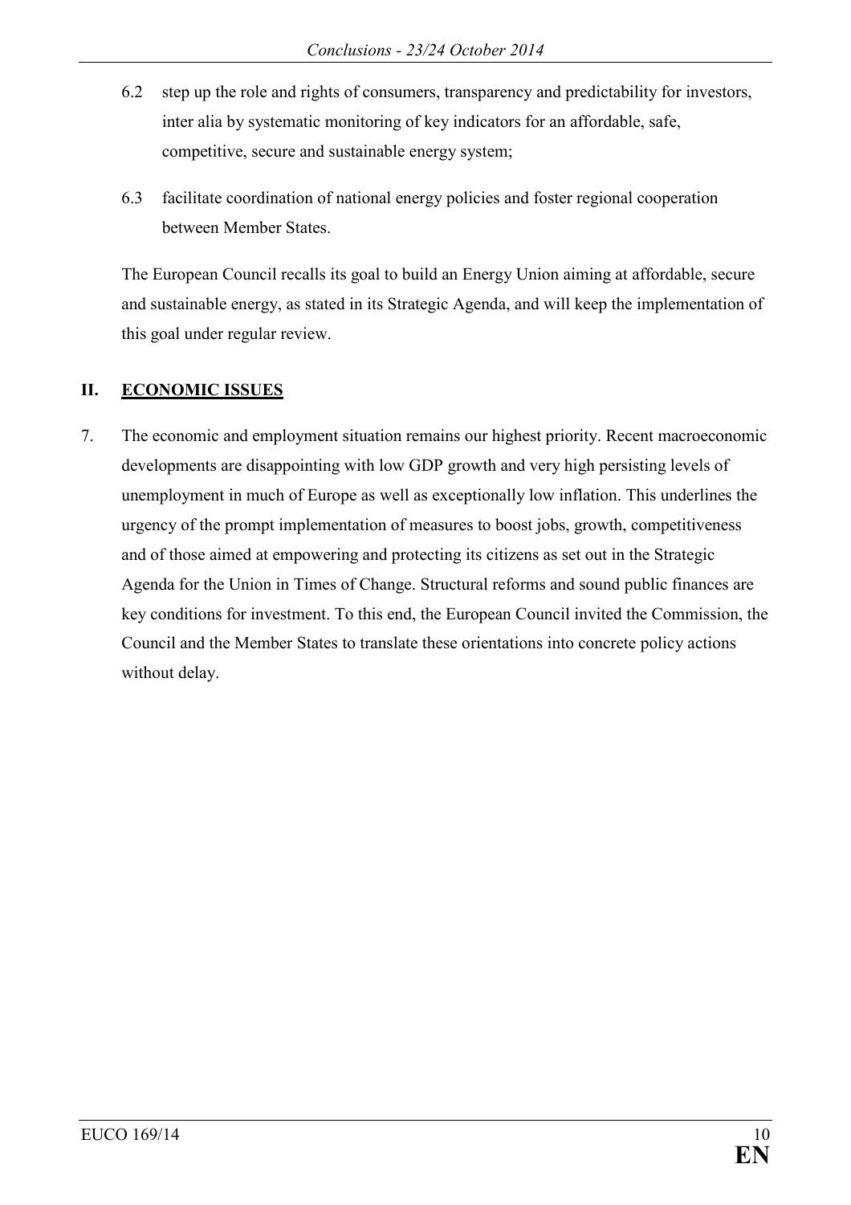6.2 step up the role and rights of consumers, transparency and predictability for investors, inter alia by systematic monitoring of key indicators for an affordable, safe, competitive, secure and sustainable energy system;

6.3 facilitate coordination of national energy policies and foster regional cooperation between Member States.

The European Council recalls its goal to build an Energy Union aiming at affordable, secure and sustainable energy, as stated in its Strategic Agenda, and will keep the implementation of this goal under regular review.

## II. ECONOMIC ISSUES

7. The economic and employment situation remains our highest priority. Recent macroeconomic developments are disappointing with low GDP growth and very high persisting levels of unemployment in much of Europe as well as exceptionally low inflation. This underlines the urgency of the prompt implementation of measures to boost jobs, growth, competitiveness and of those aimed at empowering and protecting its citizens as set out in the Strategic Agenda for the Union in Times of Change. Structural reforms and sound public finances are key conditions for investment. To this end, the European Council invited the Commission, the Council and the Member States to translate these orientations into concrete policy actions without delay.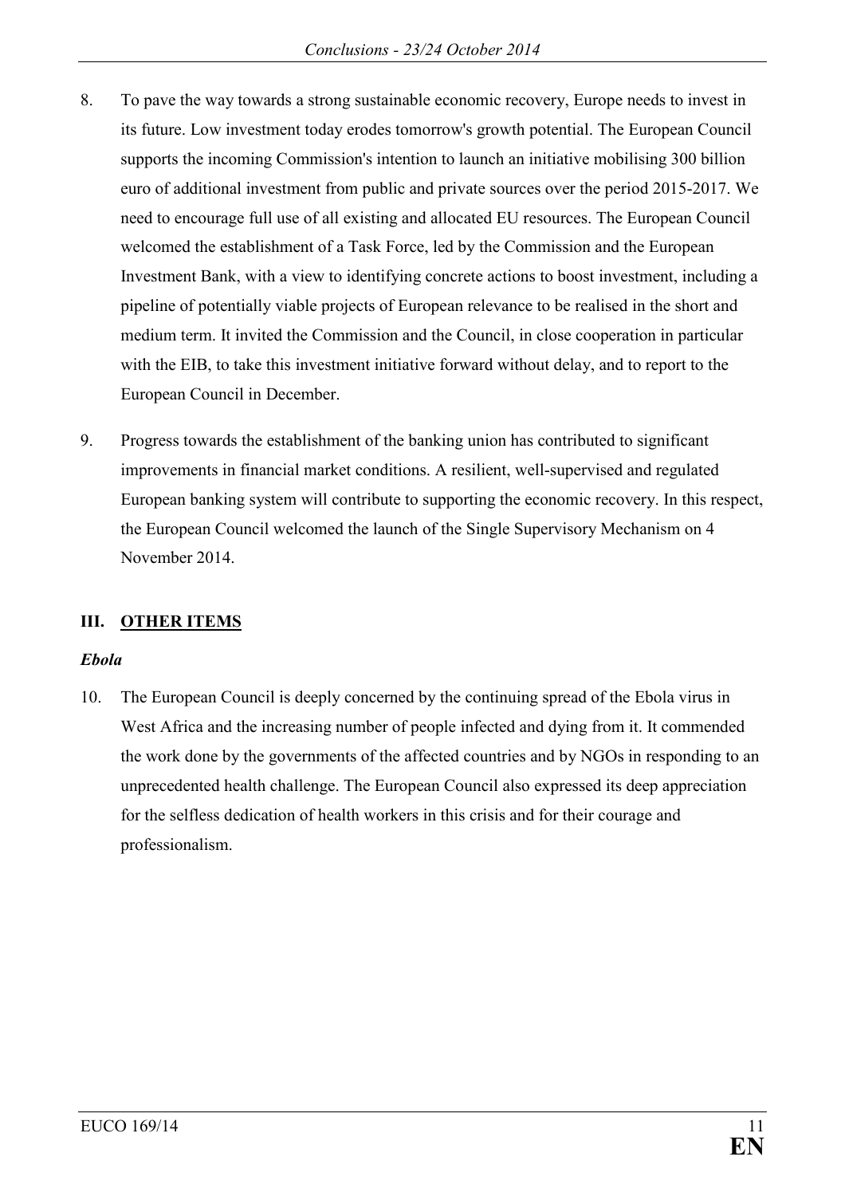8. To pave the way towards a strong sustainable economic recovery, Europe needs to invest in its future. Low investment today erodes tomorrow's growth potential. The European Council supports the incoming Commission's intention to launch an initiative mobilising 300 billion euro of additional investment from public and private sources over the period 2015-2017. We need to encourage full use of all existing and allocated EU resources. The European Council welcomed the establishment of a Task Force, led by the Commission and the European Investment Bank, with a view to identifying concrete actions to boost investment, including a pipeline of potentially viable projects of European relevance to be realised in the short and medium term. It invited the Commission and the Council, in close cooperation in particular with the EIB, to take this investment initiative forward without delay, and to report to the European Council in December.

9. Progress towards the establishment of the banking union has contributed to significant improvements in financial market conditions. A resilient, well-supervised and regulated European banking system will contribute to supporting the economic recovery. In this respect, the European Council welcomed the launch of the Single Supervisory Mechanism on 4 November 2014.

## III. OTHER ITEMS

### *Ebola*

10. The European Council is deeply concerned by the continuing spread of the Ebola virus in West Africa and the increasing number of people infected and dying from it. It commended the work done by the governments of the affected countries and by NGOs in responding to an unprecedented health challenge. The European Council also expressed its deep appreciation for the selfless dedication of health workers in this crisis and for their courage and professionalism.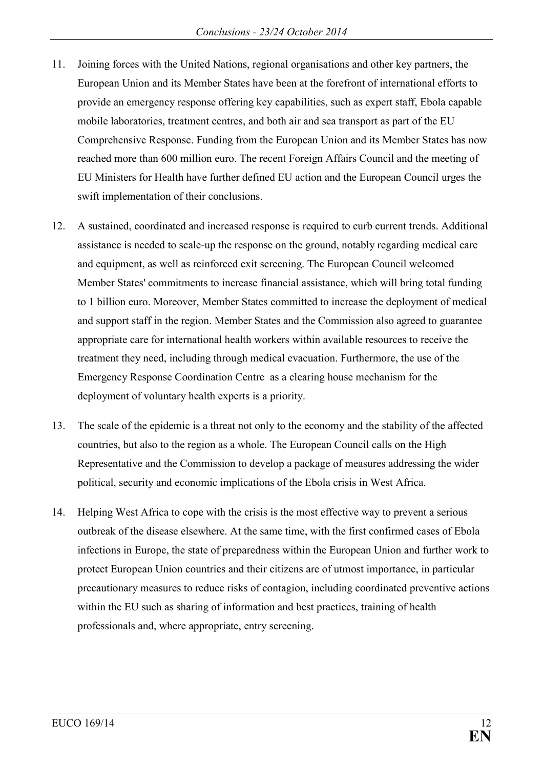11. Joining forces with the United Nations, regional organisations and other key partners, the European Union and its Member States have been at the forefront of international efforts to provide an emergency response offering key capabilities, such as expert staff, Ebola capable mobile laboratories, treatment centres, and both air and sea transport as part of the EU Comprehensive Response. Funding from the European Union and its Member States has now reached more than 600 million euro. The recent Foreign Affairs Council and the meeting of EU Ministers for Health have further defined EU action and the European Council urges the swift implementation of their conclusions.

12. A sustained, coordinated and increased response is required to curb current trends. Additional assistance is needed to scale-up the response on the ground, notably regarding medical care and equipment, as well as reinforced exit screening. The European Council welcomed Member States' commitments to increase financial assistance, which will bring total funding to 1 billion euro. Moreover, Member States committed to increase the deployment of medical and support staff in the region. Member States and the Commission also agreed to guarantee appropriate care for international health workers within available resources to receive the treatment they need, including through medical evacuation. Furthermore, the use of the Emergency Response Coordination Centre as a clearing house mechanism for the deployment of voluntary health experts is a priority.

13. The scale of the epidemic is a threat not only to the economy and the stability of the affected countries, but also to the region as a whole. The European Council calls on the High Representative and the Commission to develop a package of measures addressing the wider political, security and economic implications of the Ebola crisis in West Africa.

14. Helping West Africa to cope with the crisis is the most effective way to prevent a serious outbreak of the disease elsewhere. At the same time, with the first confirmed cases of Ebola infections in Europe, the state of preparedness within the European Union and further work to protect European Union countries and their citizens are of utmost importance, in particular precautionary measures to reduce risks of contagion, including coordinated preventive actions within the EU such as sharing of information and best practices, training of health professionals and, where appropriate, entry screening.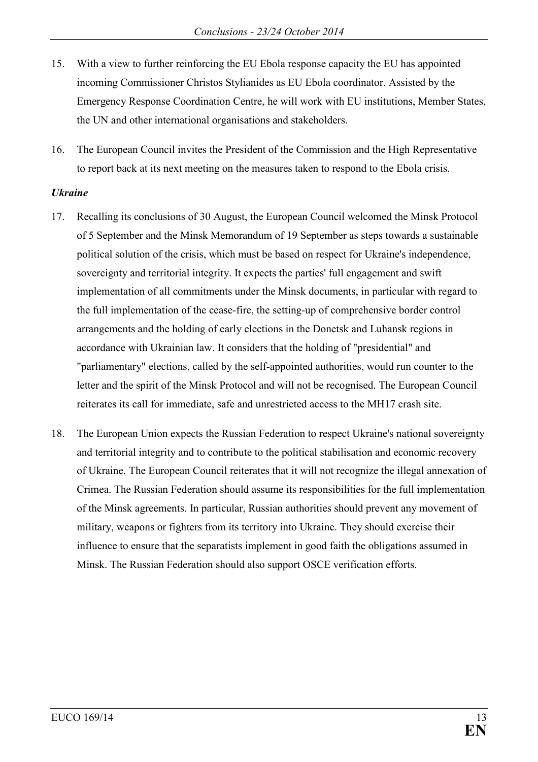15. With a view to further reinforcing the EU Ebola response capacity the EU has appointed incoming Commissioner Christos Stylianides as EU Ebola coordinator. Assisted by the Emergency Response Coordination Centre, he will work with EU institutions, Member States, the UN and other international organisations and stakeholders.

16. The European Council invites the President of the Commission and the High Representative to report back at its next meeting on the measures taken to respond to the Ebola crisis.

***Ukraine***

17. Recalling its conclusions of 30 August, the European Council welcomed the Minsk Protocol of 5 September and the Minsk Memorandum of 19 September as steps towards a sustainable political solution of the crisis, which must be based on respect for Ukraine's independence, sovereignty and territorial integrity. It expects the parties' full engagement and swift implementation of all commitments under the Minsk documents, in particular with regard to the full implementation of the cease-fire, the setting-up of comprehensive border control arrangements and the holding of early elections in the Donetsk and Luhansk regions in accordance with Ukrainian law. It considers that the holding of "presidential" and "parliamentary" elections, called by the self-appointed authorities, would run counter to the letter and the spirit of the Minsk Protocol and will not be recognised. The European Council reiterates its call for immediate, safe and unrestricted access to the MH17 crash site.

18. The European Union expects the Russian Federation to respect Ukraine's national sovereignty and territorial integrity and to contribute to the political stabilisation and economic recovery of Ukraine. The European Council reiterates that it will not recognize the illegal annexation of Crimea. The Russian Federation should assume its responsibilities for the full implementation of the Minsk agreements. In particular, Russian authorities should prevent any movement of military, weapons or fighters from its territory into Ukraine. They should exercise their influence to ensure that the separatists implement in good faith the obligations assumed in Minsk. The Russian Federation should also support OSCE verification efforts.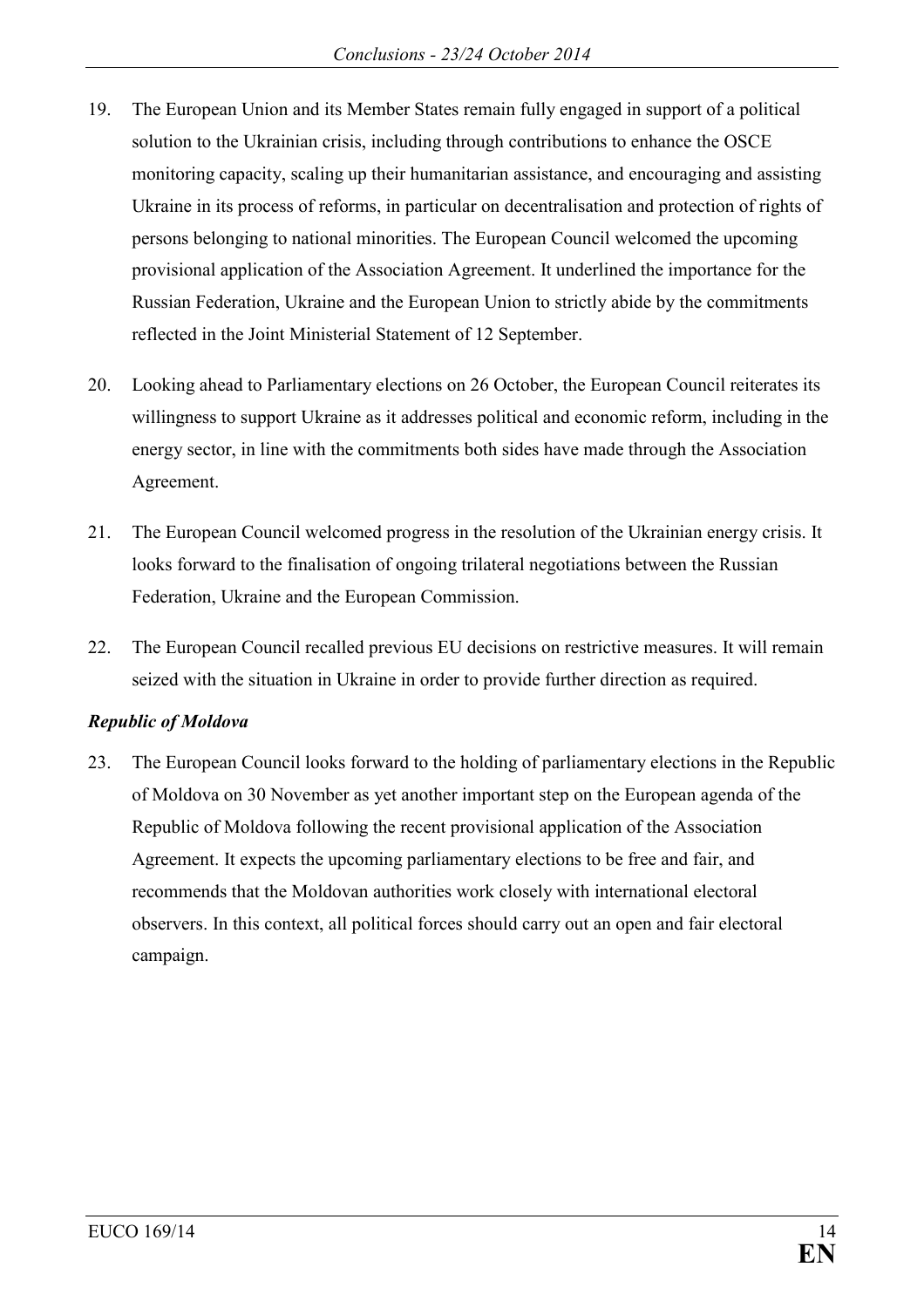19. The European Union and its Member States remain fully engaged in support of a political solution to the Ukrainian crisis, including through contributions to enhance the OSCE monitoring capacity, scaling up their humanitarian assistance, and encouraging and assisting Ukraine in its process of reforms, in particular on decentralisation and protection of rights of persons belonging to national minorities. The European Council welcomed the upcoming provisional application of the Association Agreement. It underlined the importance for the Russian Federation, Ukraine and the European Union to strictly abide by the commitments reflected in the Joint Ministerial Statement of 12 September.

20. Looking ahead to Parliamentary elections on 26 October, the European Council reiterates its willingness to support Ukraine as it addresses political and economic reform, including in the energy sector, in line with the commitments both sides have made through the Association Agreement.

21. The European Council welcomed progress in the resolution of the Ukrainian energy crisis. It looks forward to the finalisation of ongoing trilateral negotiations between the Russian Federation, Ukraine and the European Commission.

22. The European Council recalled previous EU decisions on restrictive measures. It will remain seized with the situation in Ukraine in order to provide further direction as required.

***Republic of Moldova***

23. The European Council looks forward to the holding of parliamentary elections in the Republic of Moldova on 30 November as yet another important step on the European agenda of the Republic of Moldova following the recent provisional application of the Association Agreement. It expects the upcoming parliamentary elections to be free and fair, and recommends that the Moldovan authorities work closely with international electoral observers. In this context, all political forces should carry out an open and fair electoral campaign.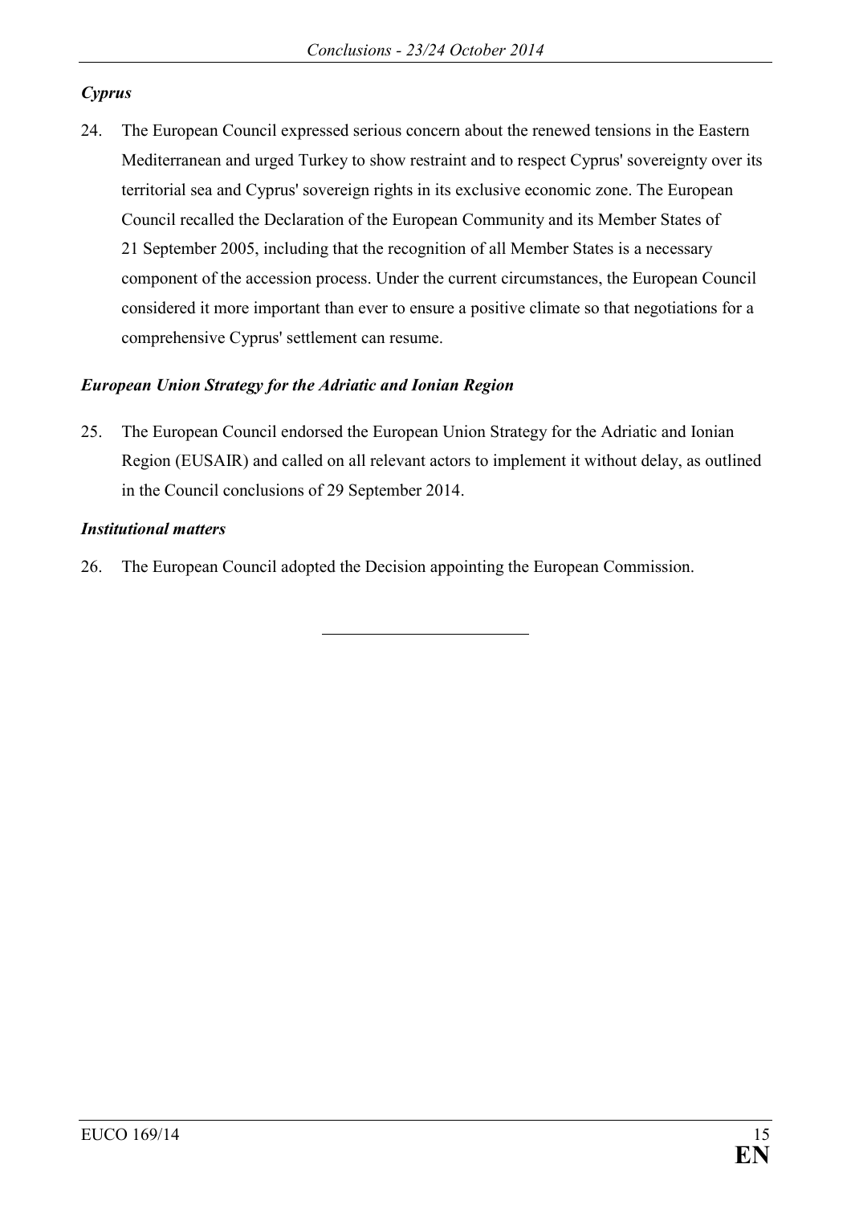***Cyprus***

24. The European Council expressed serious concern about the renewed tensions in the Eastern Mediterranean and urged Turkey to show restraint and to respect Cyprus' sovereignty over its territorial sea and Cyprus' sovereign rights in its exclusive economic zone. The European Council recalled the Declaration of the European Community and its Member States of 21 September 2005, including that the recognition of all Member States is a necessary component of the accession process. Under the current circumstances, the European Council considered it more important than ever to ensure a positive climate so that negotiations for a comprehensive Cyprus' settlement can resume.

***European Union Strategy for the Adriatic and Ionian Region***

25. The European Council endorsed the European Union Strategy for the Adriatic and Ionian Region (EUSAIR) and called on all relevant actors to implement it without delay, as outlined in the Council conclusions of 29 September 2014.

***Institutional matters***

26. The European Council adopted the Decision appointing the European Commission.